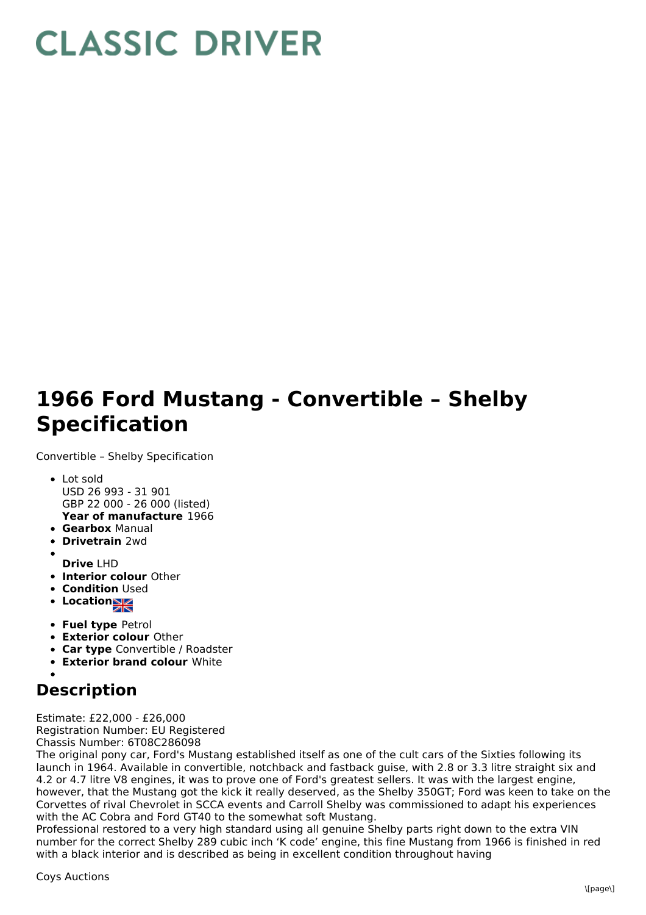# CLASSIC DRIVER

# 1966 Ford Mustang - Convertible – Shelby Specification

Convertible – Shelby Specification

- Lot sold  
  USD 26 993 - 31 901  
  GBP 22 000 - 26 000 (listed)  
  **Year of manufacture** 1966
- **Gearbox** Manual
- **Drivetrain** 2wd
- **Drive** LHD
- **Interior colour** Other
- **Condition** Used
- **Location**
- **Fuel type** Petrol
- **Exterior colour** Other
- **Car type** Convertible / Roadster
- **Exterior brand colour** White

## Description

Estimate: £22,000 - £26,000  
Registration Number: EU Registered  
Chassis Number: 6T08C286098  
The original pony car, Ford's Mustang established itself as one of the cult cars of the Sixties following its launch in 1964. Available in convertible, notchback and fastback guise, with 2.8 or 3.3 litre straight six and 4.2 or 4.7 litre V8 engines, it was to prove one of Ford's greatest sellers. It was with the largest engine, however, that the Mustang got the kick it really deserved, as the Shelby 350GT; Ford was keen to take on the Corvettes of rival Chevrolet in SCCA events and Carroll Shelby was commissioned to adapt his experiences with the AC Cobra and Ford GT40 to the somewhat soft Mustang.  
Professional restored to a very high standard using all genuine Shelby parts right down to the extra VIN number for the correct Shelby 289 cubic inch 'K code' engine, this fine Mustang from 1966 is finished in red with a black interior and is described as being in excellent condition throughout having

Coys Auctions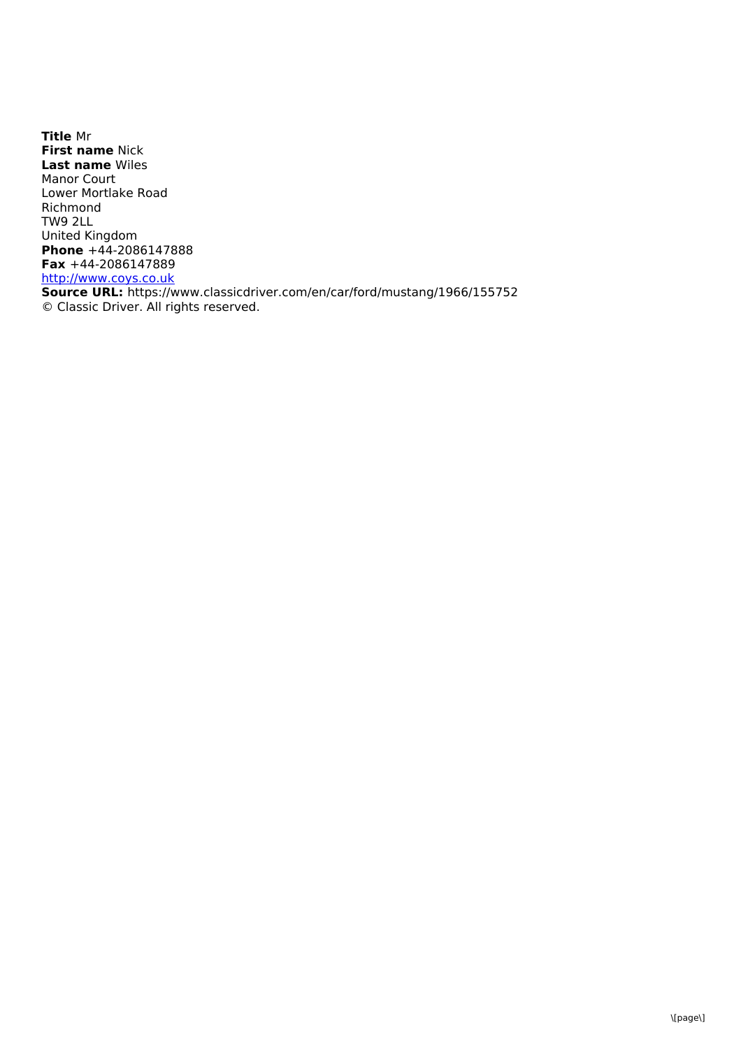**Title** Mr
**First name** Nick
**Last name** Wiles
Manor Court
Lower Mortlake Road
Richmond
TW9 2LL
United Kingdom
**Phone** +44-2086147888
**Fax** +44-2086147889
[http://www.coys.co.uk](http://www.coys.co.uk)
**Source URL:** https://www.classicdriver.com/en/car/ford/mustang/1966/155752
© Classic Driver. All rights reserved.